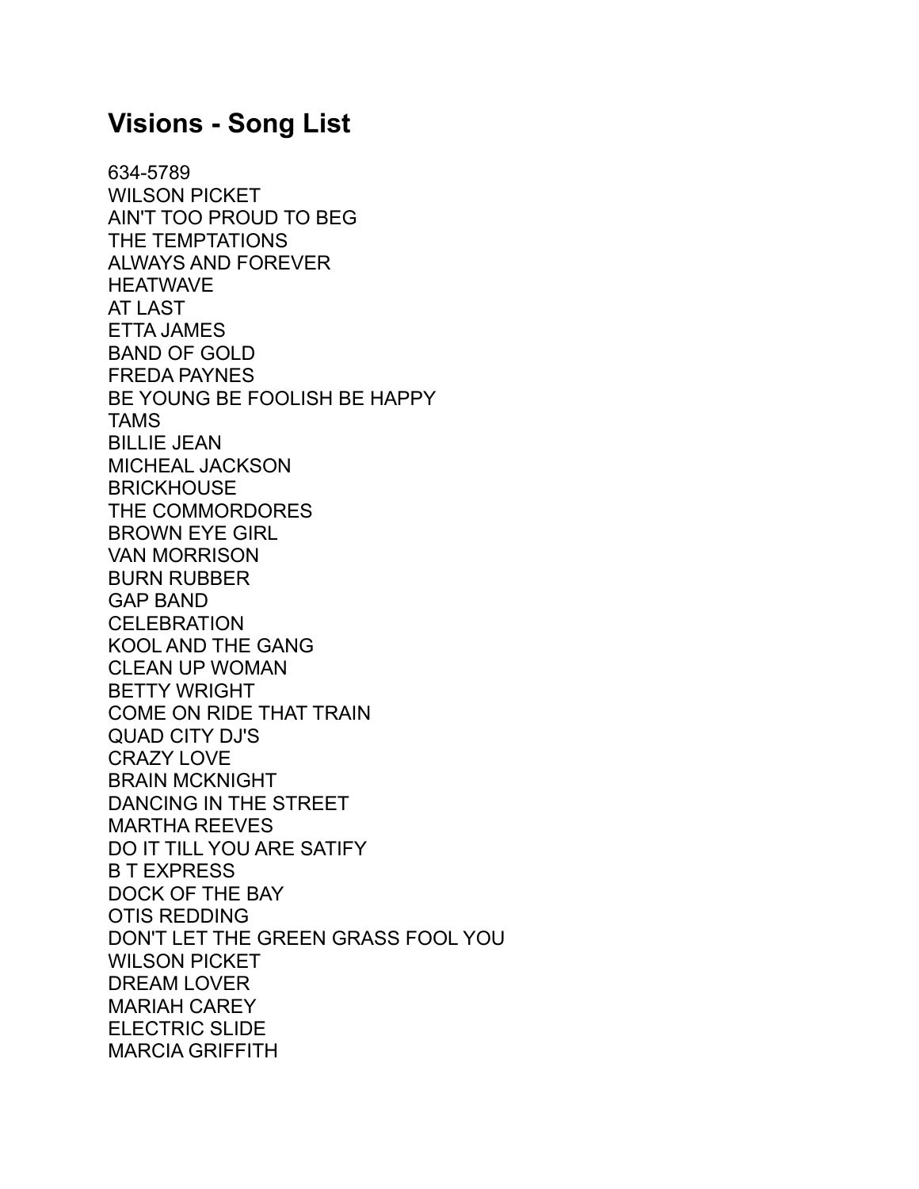## Visions - Song List

634-5789
WILSON PICKET
AIN'T TOO PROUD TO BEG
THE TEMPTATIONS
ALWAYS AND FOREVER
HEATWAVE
AT LAST
ETTA JAMES
BAND OF GOLD
FREDA PAYNES
BE YOUNG BE FOOLISH BE HAPPY
TAMS
BILLIE JEAN
MICHEAL JACKSON
BRICKHOUSE
THE COMMORDORES
BROWN EYE GIRL
VAN MORRISON
BURN RUBBER
GAP BAND
CELEBRATION
KOOL AND THE GANG
CLEAN UP WOMAN
BETTY WRIGHT
COME ON RIDE THAT TRAIN
QUAD CITY DJ'S
CRAZY LOVE
BRAIN MCKNIGHT
DANCING IN THE STREET
MARTHA REEVES
DO IT TILL YOU ARE SATIFY
B T EXPRESS
DOCK OF THE BAY
OTIS REDDING
DON'T LET THE GREEN GRASS FOOL YOU
WILSON PICKET
DREAM LOVER
MARIAH CAREY
ELECTRIC SLIDE
MARCIA GRIFFITH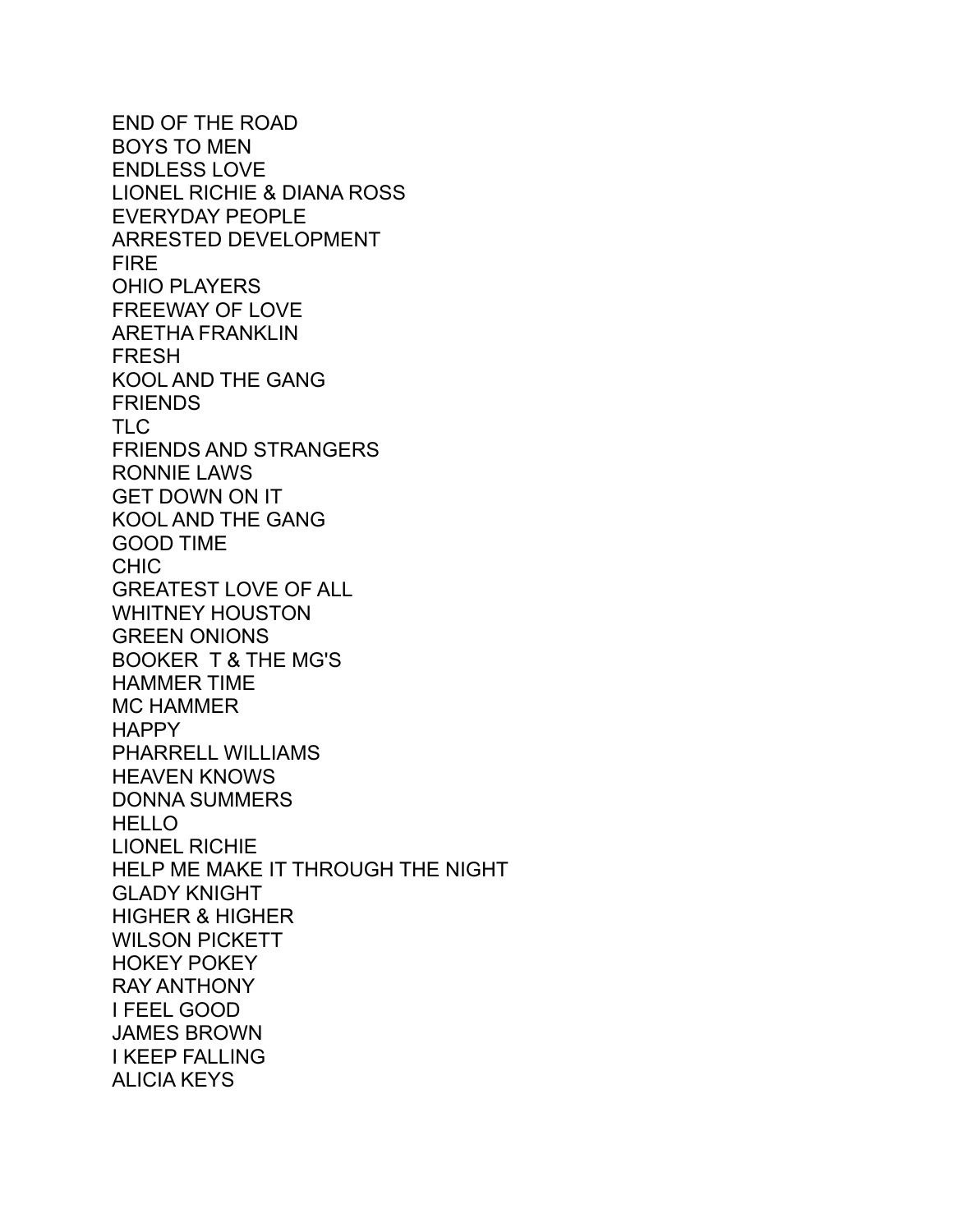END OF THE ROAD
BOYS TO MEN
ENDLESS LOVE
LIONEL RICHIE & DIANA ROSS
EVERYDAY PEOPLE
ARRESTED DEVELOPMENT
FIRE
OHIO PLAYERS
FREEWAY OF LOVE
ARETHA FRANKLIN
FRESH
KOOL AND THE GANG
FRIENDS
TLC
FRIENDS AND STRANGERS
RONNIE LAWS
GET DOWN ON IT
KOOL AND THE GANG
GOOD TIME
CHIC
GREATEST LOVE OF ALL
WHITNEY HOUSTON
GREEN ONIONS
BOOKER T & THE MG'S
HAMMER TIME
MC HAMMER
HAPPY
PHARRELL WILLIAMS
HEAVEN KNOWS
DONNA SUMMERS
HELLO
LIONEL RICHIE
HELP ME MAKE IT THROUGH THE NIGHT
GLADY KNIGHT
HIGHER & HIGHER
WILSON PICKETT
HOKEY POKEY
RAY ANTHONY
I FEEL GOOD
JAMES BROWN
I KEEP FALLING
ALICIA KEYS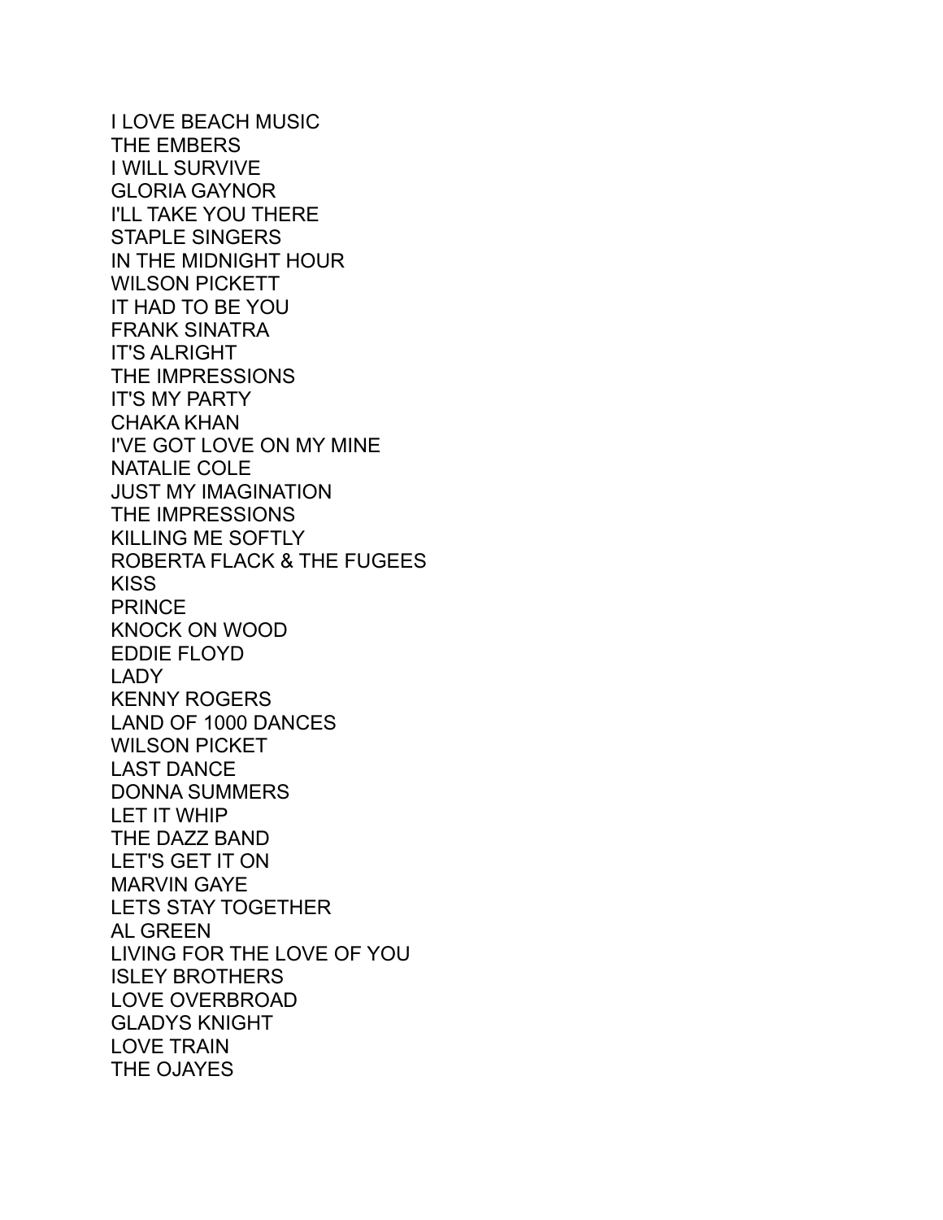I LOVE BEACH MUSIC
THE EMBERS
I WILL SURVIVE
GLORIA GAYNOR
I'LL TAKE YOU THERE
STAPLE SINGERS
IN THE MIDNIGHT HOUR
WILSON PICKETT
IT HAD TO BE YOU
FRANK SINATRA
IT'S ALRIGHT
THE IMPRESSIONS
IT'S MY PARTY
CHAKA KHAN
I'VE GOT LOVE ON MY MINE
NATALIE COLE
JUST MY IMAGINATION
THE IMPRESSIONS
KILLING ME SOFTLY
ROBERTA FLACK & THE FUGEES
KISS
PRINCE
KNOCK ON WOOD
EDDIE FLOYD
LADY
KENNY ROGERS
LAND OF 1000 DANCES
WILSON PICKET
LAST DANCE
DONNA SUMMERS
LET IT WHIP
THE DAZZ BAND
LET'S GET IT ON
MARVIN GAYE
LETS STAY TOGETHER
AL GREEN
LIVING FOR THE LOVE OF YOU
ISLEY BROTHERS
LOVE OVERBROAD
GLADYS KNIGHT
LOVE TRAIN
THE OJAYES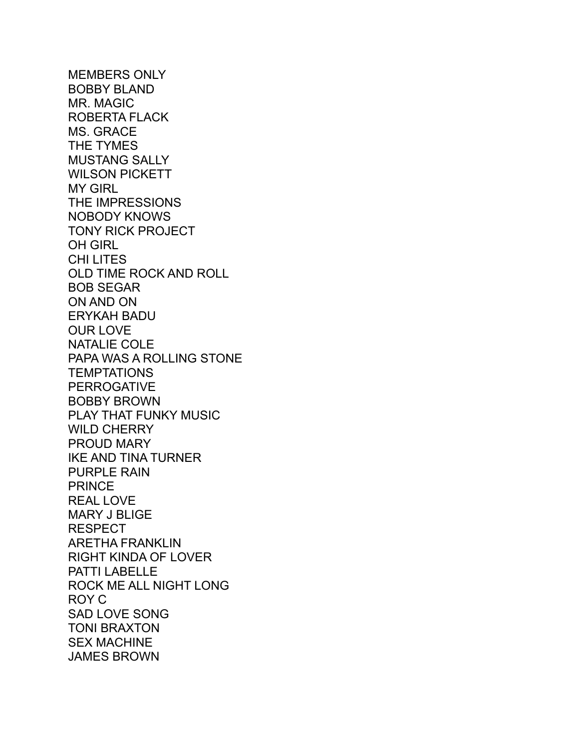MEMBERS ONLY
BOBBY BLAND
MR. MAGIC
ROBERTA FLACK
MS. GRACE
THE TYMES
MUSTANG SALLY
WILSON PICKETT
MY GIRL
THE IMPRESSIONS
NOBODY KNOWS
TONY RICK PROJECT
OH GIRL
CHI LITES
OLD TIME ROCK AND ROLL
BOB SEGAR
ON AND ON
ERYKAH BADU
OUR LOVE
NATALIE COLE
PAPA WAS A ROLLING STONE
TEMPTATIONS
PERROGATIVE
BOBBY BROWN
PLAY THAT FUNKY MUSIC
WILD CHERRY
PROUD MARY
IKE AND TINA TURNER
PURPLE RAIN
PRINCE
REAL LOVE
MARY J BLIGE
RESPECT
ARETHA FRANKLIN
RIGHT KINDA OF LOVER
PATTI LABELLE
ROCK ME ALL NIGHT LONG
ROY C
SAD LOVE SONG
TONI BRAXTON
SEX MACHINE
JAMES BROWN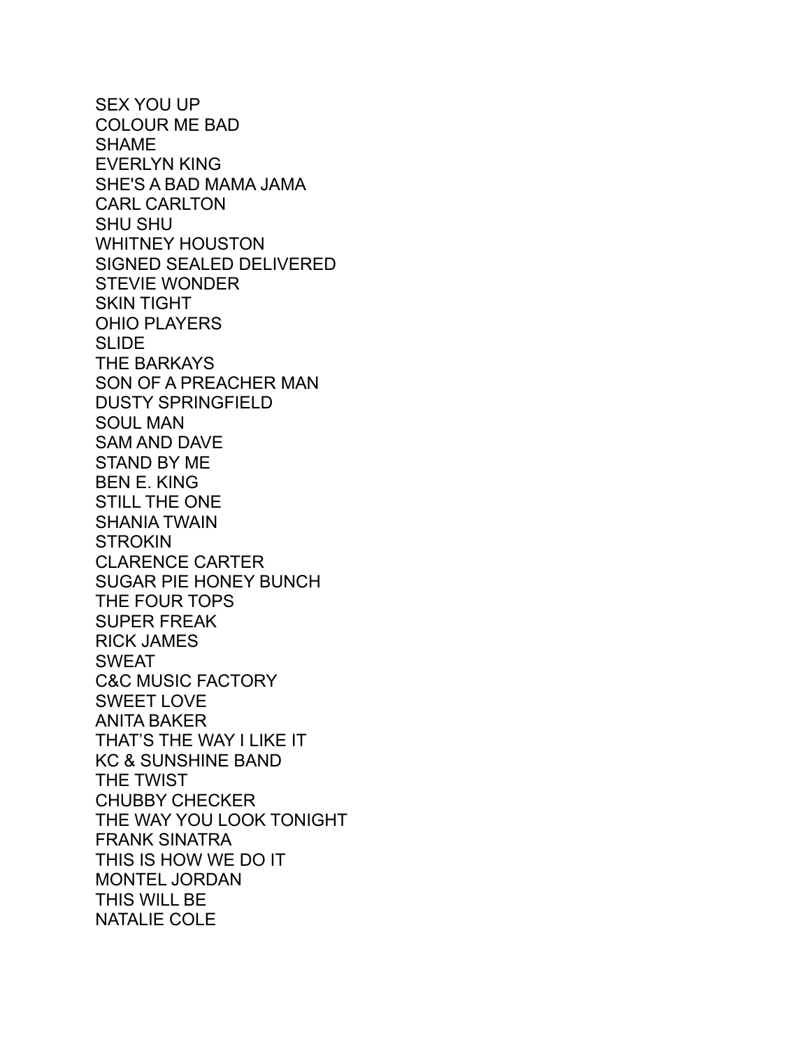SEX YOU UP
COLOUR ME BAD
SHAME
EVERLYN KING
SHE'S A BAD MAMA JAMA
CARL CARLTON
SHU SHU
WHITNEY HOUSTON
SIGNED SEALED DELIVERED
STEVIE WONDER
SKIN TIGHT
OHIO PLAYERS
SLIDE
THE BARKAYS
SON OF A PREACHER MAN
DUSTY SPRINGFIELD
SOUL MAN
SAM AND DAVE
STAND BY ME
BEN E. KING
STILL THE ONE
SHANIA TWAIN
STROKIN
CLARENCE CARTER
SUGAR PIE HONEY BUNCH
THE FOUR TOPS
SUPER FREAK
RICK JAMES
SWEAT
C&C MUSIC FACTORY
SWEET LOVE
ANITA BAKER
THAT'S THE WAY I LIKE IT
KC & SUNSHINE BAND
THE TWIST
CHUBBY CHECKER
THE WAY YOU LOOK TONIGHT
FRANK SINATRA
THIS IS HOW WE DO IT
MONTEL JORDAN
THIS WILL BE
NATALIE COLE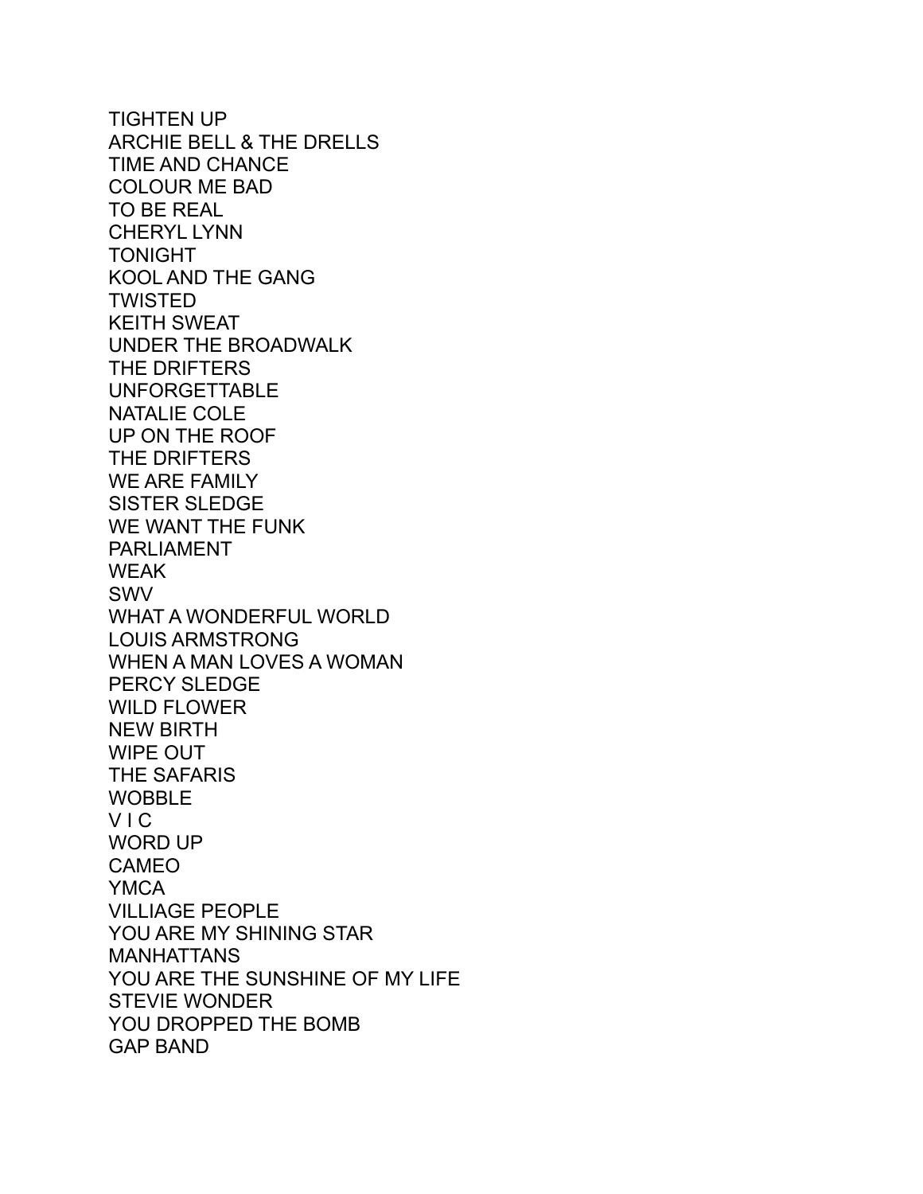TIGHTEN UP
ARCHIE BELL & THE DRELLS
TIME AND CHANCE
COLOUR ME BAD
TO BE REAL
CHERYL LYNN
TONIGHT
KOOL AND THE GANG
TWISTED
KEITH SWEAT
UNDER THE BROADWALK
THE DRIFTERS
UNFORGETTABLE
NATALIE COLE
UP ON THE ROOF
THE DRIFTERS
WE ARE FAMILY
SISTER SLEDGE
WE WANT THE FUNK
PARLIAMENT
WEAK
SWV
WHAT A WONDERFUL WORLD
LOUIS ARMSTRONG
WHEN A MAN LOVES A WOMAN
PERCY SLEDGE
WILD FLOWER
NEW BIRTH
WIPE OUT
THE SAFARIS
WOBBLE
V I C
WORD UP
CAMEO
YMCA
VILLIAGE PEOPLE
YOU ARE MY SHINING STAR
MANHATTANS
YOU ARE THE SUNSHINE OF MY LIFE
STEVIE WONDER
YOU DROPPED THE BOMB
GAP BAND